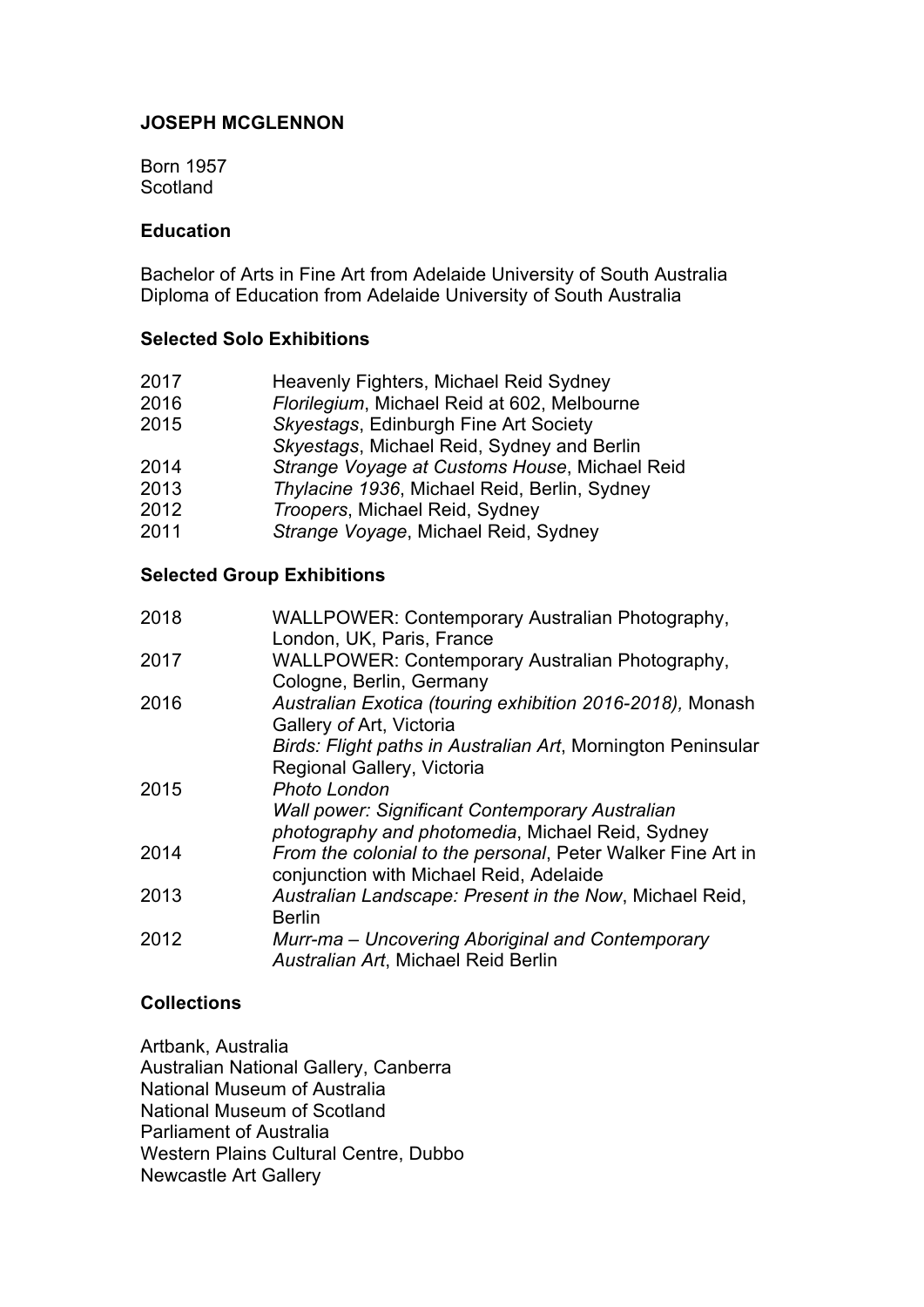**JOSEPH MCGLENNON**

Born 1957
Scotland

**Education**

Bachelor of Arts in Fine Art from Adelaide University of South Australia
Diploma of Education from Adelaide University of South Australia

**Selected Solo Exhibitions**

| | |
|---|---|
| 2017 | Heavenly Fighters, Michael Reid Sydney |
| 2016 | *Florilegium*, Michael Reid at 602, Melbourne |
| 2015 | *Skyestags*, Edinburgh Fine Art Society |
| | *Skyestags*, Michael Reid, Sydney and Berlin |
| 2014 | *Strange Voyage at Customs House*, Michael Reid |
| 2013 | *Thylacine 1936*, Michael Reid, Berlin, Sydney |
| 2012 | *Troopers*, Michael Reid, Sydney |
| 2011 | *Strange Voyage*, Michael Reid, Sydney |

**Selected Group Exhibitions**

| | |
|---|---|
| 2018 | WALLPOWER: Contemporary Australian Photography, London, UK, Paris, France |
| 2017 | WALLPOWER: Contemporary Australian Photography, Cologne, Berlin, Germany |
| 2016 | *Australian Exotica (touring exhibition 2016-2018),* Monash Gallery *of* Art, Victoria |
| | *Birds: Flight paths in Australian Art*, Mornington Peninsular Regional Gallery, Victoria |
| 2015 | *Photo London* |
| | *Wall power: Significant Contemporary Australian photography and photomedia*, Michael Reid, Sydney |
| 2014 | *From the colonial to the personal*, Peter Walker Fine Art in conjunction with Michael Reid, Adelaide |
| 2013 | *Australian Landscape: Present in the Now*, Michael Reid, Berlin |
| 2012 | *Murr-ma – Uncovering Aboriginal and Contemporary Australian Art*, Michael Reid Berlin |

**Collections**

Artbank, Australia
Australian National Gallery, Canberra
National Museum of Australia
National Museum of Scotland
Parliament of Australia
Western Plains Cultural Centre, Dubbo
Newcastle Art Gallery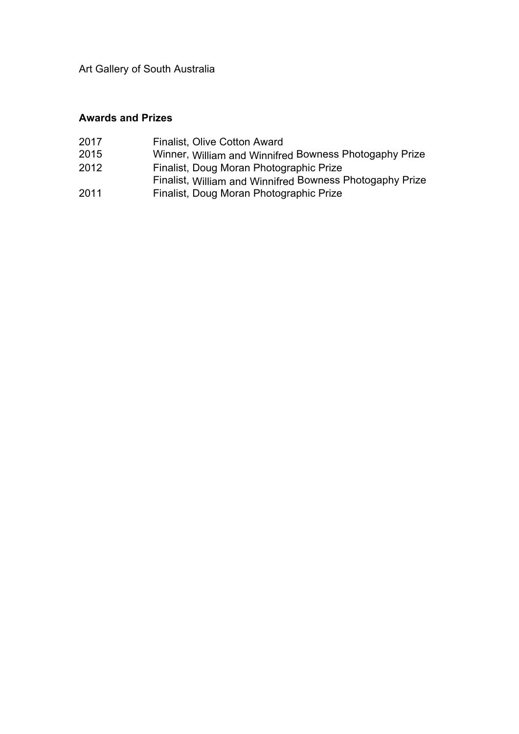Art Gallery of South Australia

**Awards and Prizes**

| | |
|---|---|
| 2017 | Finalist, Olive Cotton Award |
| 2015 | Winner, William and Winnifred Bowness Photogaphy Prize |
| 2012 | Finalist, Doug Moran Photographic Prize |
| | Finalist, William and Winnifred Bowness Photogaphy Prize |
| 2011 | Finalist, Doug Moran Photographic Prize |